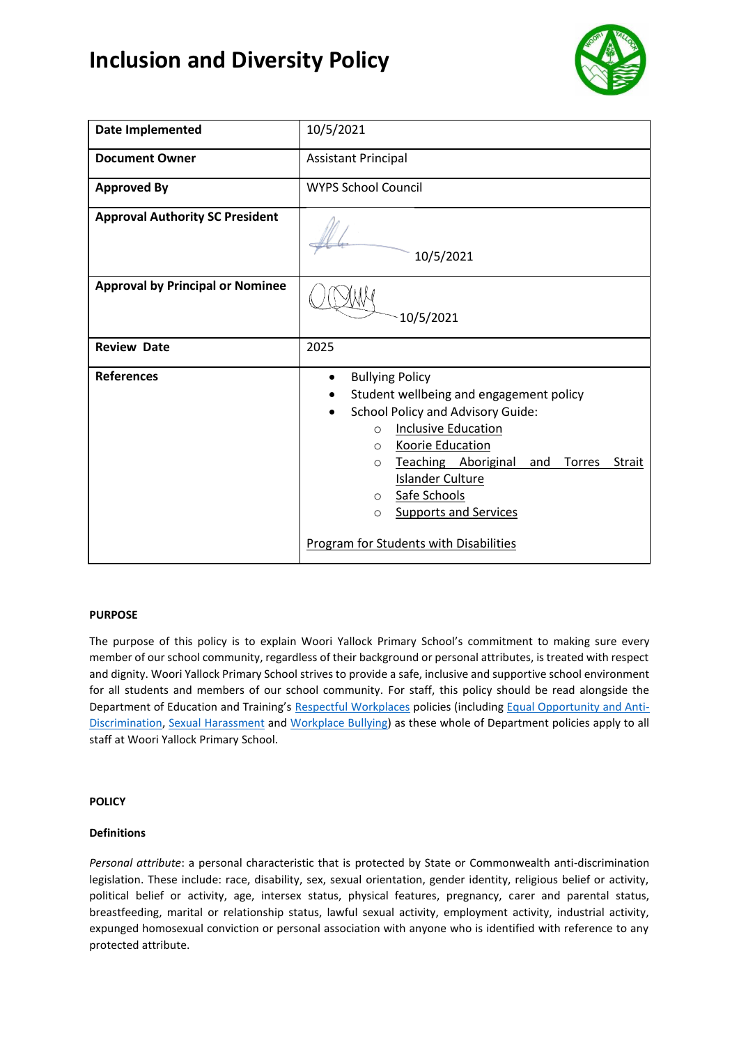# Inclusion and Diversity Policy

| Date Implemented | 10/5/2021 |
|---|---|
| **Document Owner** | Assistant Principal |
| **Approved By** | WYPS School Council |
| **Approval Authority SC President** | 10/5/2021 |
| **Approval by Principal or Nominee** | 10/5/2021 |
| **Review Date** | 2025 |
| **References** | • Bullying Policy<br>• Student wellbeing and engagement policy<br>• School Policy and Advisory Guide:<br>&nbsp;&nbsp;○ Inclusive Education<br>&nbsp;&nbsp;○ Koorie Education<br>&nbsp;&nbsp;○ Teaching Aboriginal and Torres Strait Islander Culture<br>&nbsp;&nbsp;○ Safe Schools<br>&nbsp;&nbsp;○ Supports and Services<br><br>Program for Students with Disabilities |

**PURPOSE**

The purpose of this policy is to explain Woori Yallock Primary School's commitment to making sure every member of our school community, regardless of their background or personal attributes, is treated with respect and dignity. Woori Yallock Primary School strives to provide a safe, inclusive and supportive school environment for all students and members of our school community. For staff, this policy should be read alongside the Department of Education and Training's Respectful Workplaces policies (including Equal Opportunity and Anti-Discrimination, Sexual Harassment and Workplace Bullying) as these whole of Department policies apply to all staff at Woori Yallock Primary School.

**POLICY**

**Definitions**

*Personal attribute*: a personal characteristic that is protected by State or Commonwealth anti-discrimination legislation. These include: race, disability, sex, sexual orientation, gender identity, religious belief or activity, political belief or activity, age, intersex status, physical features, pregnancy, carer and parental status, breastfeeding, marital or relationship status, lawful sexual activity, employment activity, industrial activity, expunged homosexual conviction or personal association with anyone who is identified with reference to any protected attribute.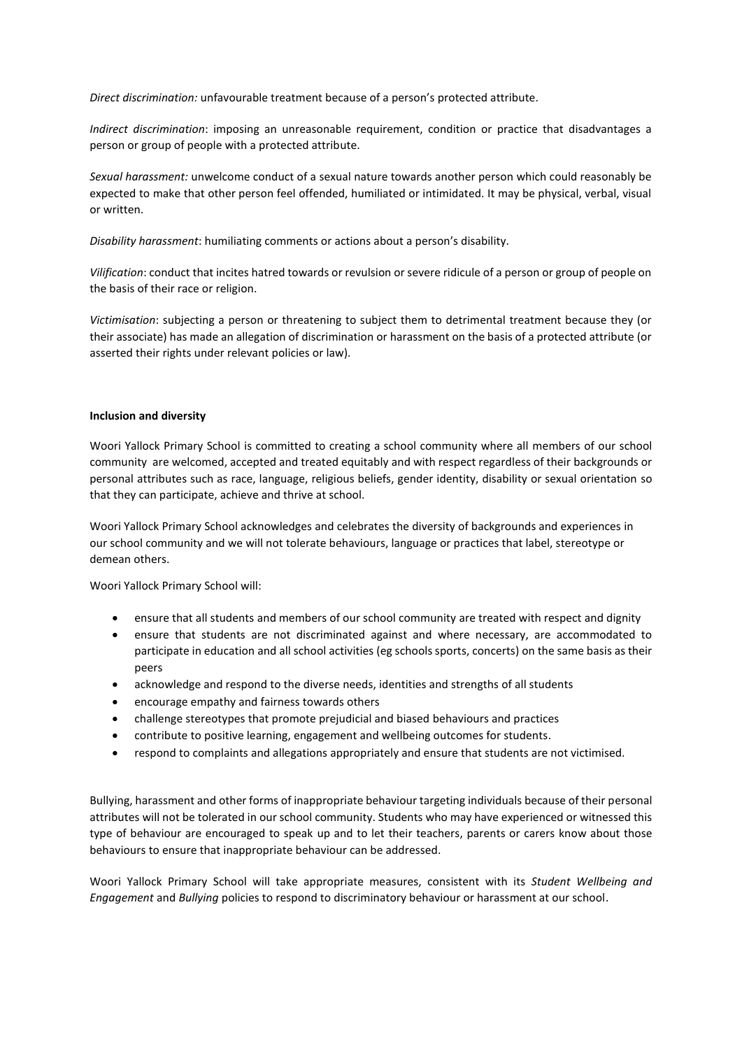*Direct discrimination:* unfavourable treatment because of a person's protected attribute.

*Indirect discrimination*: imposing an unreasonable requirement, condition or practice that disadvantages a person or group of people with a protected attribute.

*Sexual harassment:* unwelcome conduct of a sexual nature towards another person which could reasonably be expected to make that other person feel offended, humiliated or intimidated. It may be physical, verbal, visual or written.

*Disability harassment*: humiliating comments or actions about a person's disability.

*Vilification*: conduct that incites hatred towards or revulsion or severe ridicule of a person or group of people on the basis of their race or religion.

*Victimisation*: subjecting a person or threatening to subject them to detrimental treatment because they (or their associate) has made an allegation of discrimination or harassment on the basis of a protected attribute (or asserted their rights under relevant policies or law).

**Inclusion and diversity**

Woori Yallock Primary School is committed to creating a school community where all members of our school community are welcomed, accepted and treated equitably and with respect regardless of their backgrounds or personal attributes such as race, language, religious beliefs, gender identity, disability or sexual orientation so that they can participate, achieve and thrive at school.

Woori Yallock Primary School acknowledges and celebrates the diversity of backgrounds and experiences in our school community and we will not tolerate behaviours, language or practices that label, stereotype or demean others.

Woori Yallock Primary School will:

- ensure that all students and members of our school community are treated with respect and dignity
- ensure that students are not discriminated against and where necessary, are accommodated to participate in education and all school activities (eg schools sports, concerts) on the same basis as their peers
- acknowledge and respond to the diverse needs, identities and strengths of all students
- encourage empathy and fairness towards others
- challenge stereotypes that promote prejudicial and biased behaviours and practices
- contribute to positive learning, engagement and wellbeing outcomes for students.
- respond to complaints and allegations appropriately and ensure that students are not victimised.

Bullying, harassment and other forms of inappropriate behaviour targeting individuals because of their personal attributes will not be tolerated in our school community. Students who may have experienced or witnessed this type of behaviour are encouraged to speak up and to let their teachers, parents or carers know about those behaviours to ensure that inappropriate behaviour can be addressed.

Woori Yallock Primary School will take appropriate measures, consistent with its *Student Wellbeing and Engagement* and *Bullying* policies to respond to discriminatory behaviour or harassment at our school.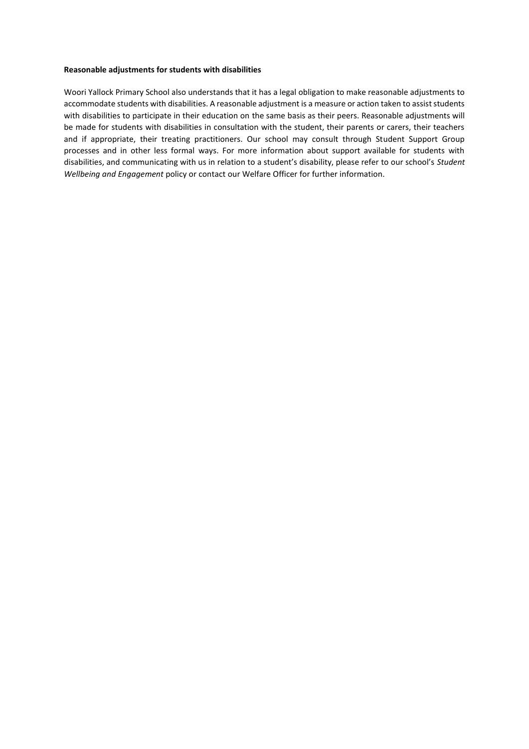**Reasonable adjustments for students with disabilities**

Woori Yallock Primary School also understands that it has a legal obligation to make reasonable adjustments to accommodate students with disabilities. A reasonable adjustment is a measure or action taken to assist students with disabilities to participate in their education on the same basis as their peers. Reasonable adjustments will be made for students with disabilities in consultation with the student, their parents or carers, their teachers and if appropriate, their treating practitioners. Our school may consult through Student Support Group processes and in other less formal ways. For more information about support available for students with disabilities, and communicating with us in relation to a student's disability, please refer to our school's *Student Wellbeing and Engagement* policy or contact our Welfare Officer for further information.